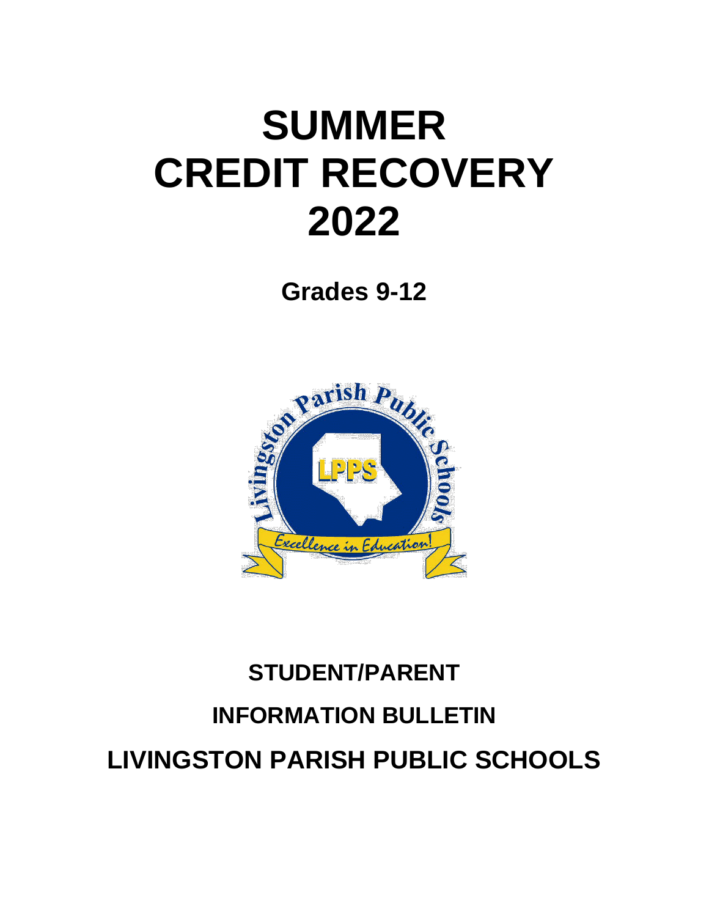# SUMMER CREDIT RECOVERY 2022

**Grades 9-12**

## STUDENT/PARENT

## INFORMATION BULLETIN

## LIVINGSTON PARISH PUBLIC SCHOOLS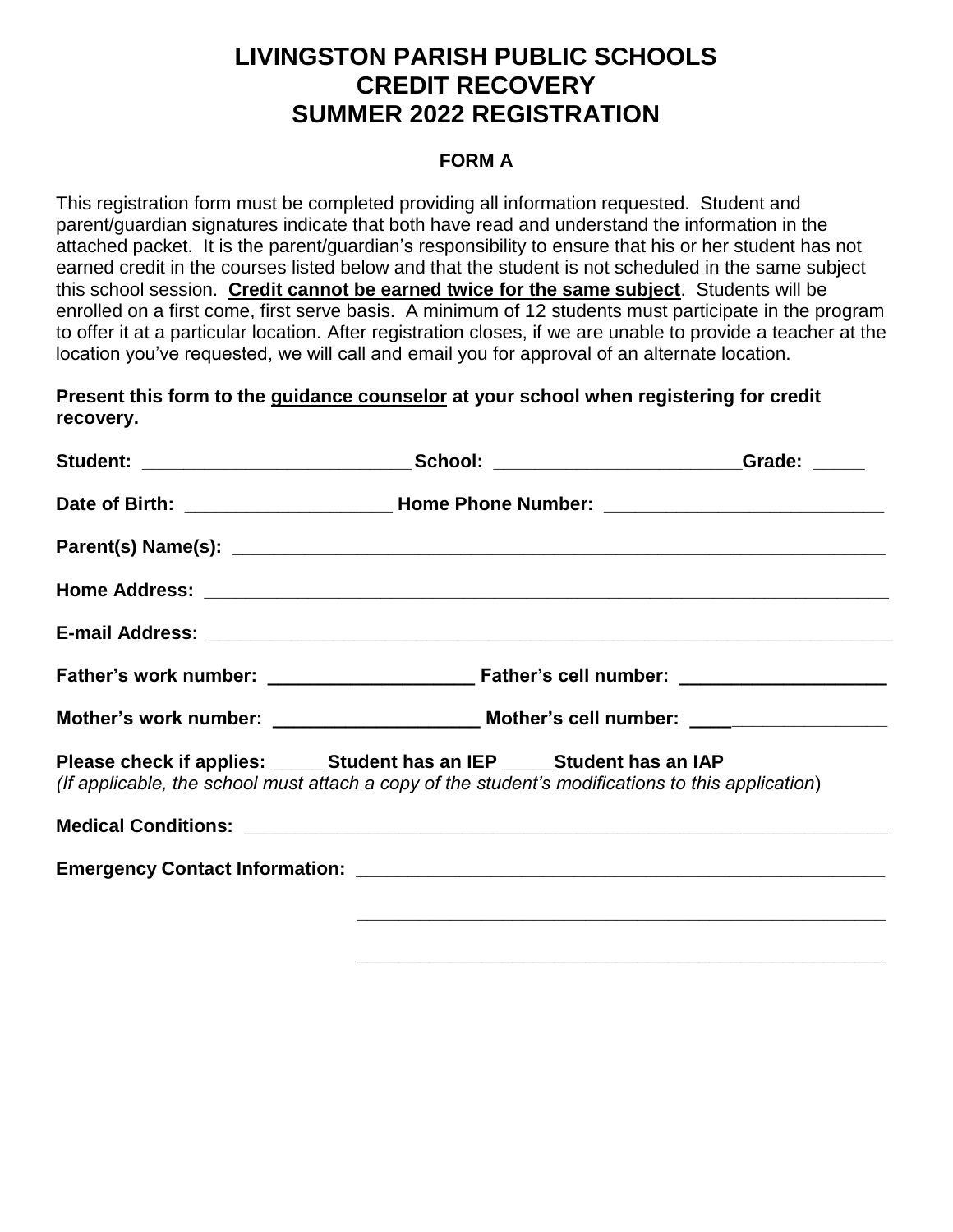# LIVINGSTON PARISH PUBLIC SCHOOLS
# CREDIT RECOVERY
# SUMMER 2022 REGISTRATION

**FORM A**

This registration form must be completed providing all information requested. Student and parent/guardian signatures indicate that both have read and understand the information in the attached packet. It is the parent/guardian's responsibility to ensure that his or her student has not earned credit in the courses listed below and that the student is not scheduled in the same subject this school session. **<u>Credit cannot be earned twice for the same subject</u>**. Students will be enrolled on a first come, first serve basis. A minimum of 12 students must participate in the program to offer it at a particular location. After registration closes, if we are unable to provide a teacher at the location you've requested, we will call and email you for approval of an alternate location.

**Present this form to the <u>guidance counselor</u> at your school when registering for credit recovery.**

**Student:** ________________________ **School:** ______________________ **Grade:** _____

**Date of Birth:** ___________________ **Home Phone Number:** _________________________

**Parent(s) Name(s):** ______________________________________________________________

**Home Address:** __________________________________________________________________

**E-mail Address:** _________________________________________________________________

**Father's work number:** ___________________ **Father's cell number:** ___________________

**Mother's work number:** ___________________ **Mother's cell number:** ___________________

**Please check if applies:** _____ **Student has an IEP** _____ **Student has an IAP**
*(If applicable, the school must attach a copy of the student's modifications to this application)*

**Medical Conditions:** _____________________________________________________________

**Emergency Contact Information:** ___________________________________________________

_____________________________________________________

_____________________________________________________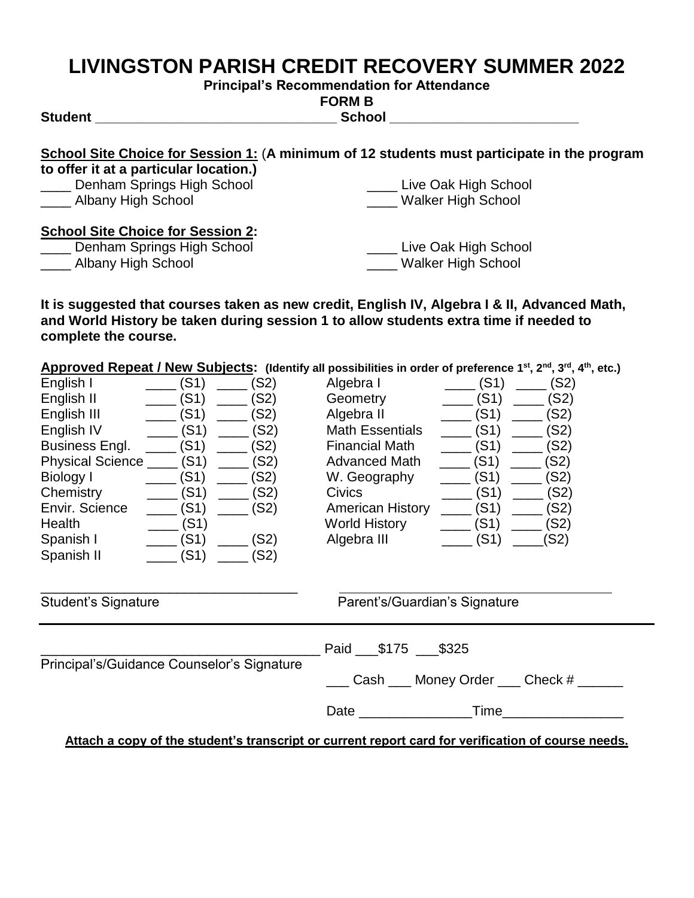# LIVINGSTON PARISH CREDIT RECOVERY SUMMER 2022

**Principal's Recommendation for Attendance**

**FORM B**

**Student** _______________________________ **School** ________________________

**School Site Choice for Session 1:** (**A minimum of 12 students must participate in the program to offer it at a particular location.)**

____ Denham Springs High School

____ Live Oak High School

____ Albany High School

____ Walker High School

**School Site Choice for Session 2:**

____ Denham Springs High School

____ Live Oak High School

____ Albany High School

____ Walker High School

**It is suggested that courses taken as new credit, English IV, Algebra I & II, Advanced Math, and World History be taken during session 1 to allow students extra time if needed to complete the course.**

**Approved Repeat / New Subjects: (Identify all possibilities in order of preference 1st, 2nd, 3rd, 4th, etc.)**

| | | | | | |
|---|---|---|---|---|---|
| English I | ____ (S1) | ____ (S2) | Algebra I | ____ (S1) | ____ (S2) |
| English II | ____ (S1) | ____ (S2) | Geometry | ____ (S1) | ____ (S2) |
| English III | ____ (S1) | ____ (S2) | Algebra II | ____ (S1) | ____ (S2) |
| English IV | ____ (S1) | ____ (S2) | Math Essentials | ____ (S1) | ____ (S2) |
| Business Engl. | ____ (S1) | ____ (S2) | Financial Math | ____ (S1) | ____ (S2) |
| Physical Science | ____ (S1) | ____ (S2) | Advanced Math | ____ (S1) | ____ (S2) |
| Biology I | ____ (S1) | ____ (S2) | W. Geography | ____ (S1) | ____ (S2) |
| Chemistry | ____ (S1) | ____ (S2) | Civics | ____ (S1) | ____ (S2) |
| Envir. Science | ____ (S1) | ____ (S2) | American History | ____ (S1) | ____ (S2) |
| Health | ____ (S1) | | World History | ____ (S1) | ____ (S2) |
| Spanish I | ____ (S1) | ____ (S2) | Algebra III | ____ (S1) | ____(S2) |
| Spanish II | ____ (S1) | ____ (S2) | | | |

_________________________________ Student's Signature

_________________________________ Parent's/Guardian's Signature

_________________________________ Principal's/Guidance Counselor's Signature

Paid ___$175 ___$325

___ Cash ___ Money Order ___ Check # ______

Date _______________Time________________

**Attach a copy of the student's transcript or current report card for verification of course needs.**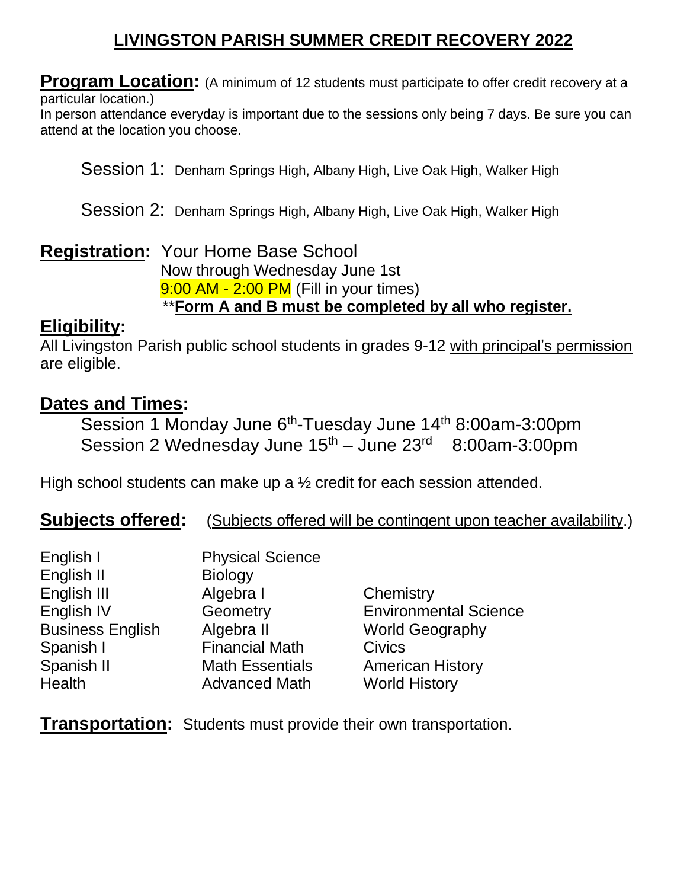# LIVINGSTON PARISH SUMMER CREDIT RECOVERY 2022

**Program Location:** (A minimum of 12 students must participate to offer credit recovery at a particular location.)
In person attendance everyday is important due to the sessions only being 7 days. Be sure you can attend at the location you choose.

Session 1: Denham Springs High, Albany High, Live Oak High, Walker High

Session 2: Denham Springs High, Albany High, Live Oak High, Walker High

**Registration:** Your Home Base School
Now through Wednesday June 1st
9:00 AM - 2:00 PM (Fill in your times)
**\*\*Form A and B must be completed by all who register.**

**Eligibility:**
All Livingston Parish public school students in grades 9-12 with principal's permission are eligible.

**Dates and Times:**

Session 1 Monday June 6th-Tuesday June 14th 8:00am-3:00pm
Session 2 Wednesday June 15th – June 23rd 8:00am-3:00pm

High school students can make up a ½ credit for each session attended.

**Subjects offered:** (Subjects offered will be contingent upon teacher availability.)

| | | |
|---|---|---|
| English I | Physical Science | |
| English II | Biology | |
| English III | Algebra I | Chemistry |
| English IV | Geometry | Environmental Science |
| Business English | Algebra II | World Geography |
| Spanish I | Financial Math | Civics |
| Spanish II | Math Essentials | American History |
| Health | Advanced Math | World History |

**Transportation:** Students must provide their own transportation.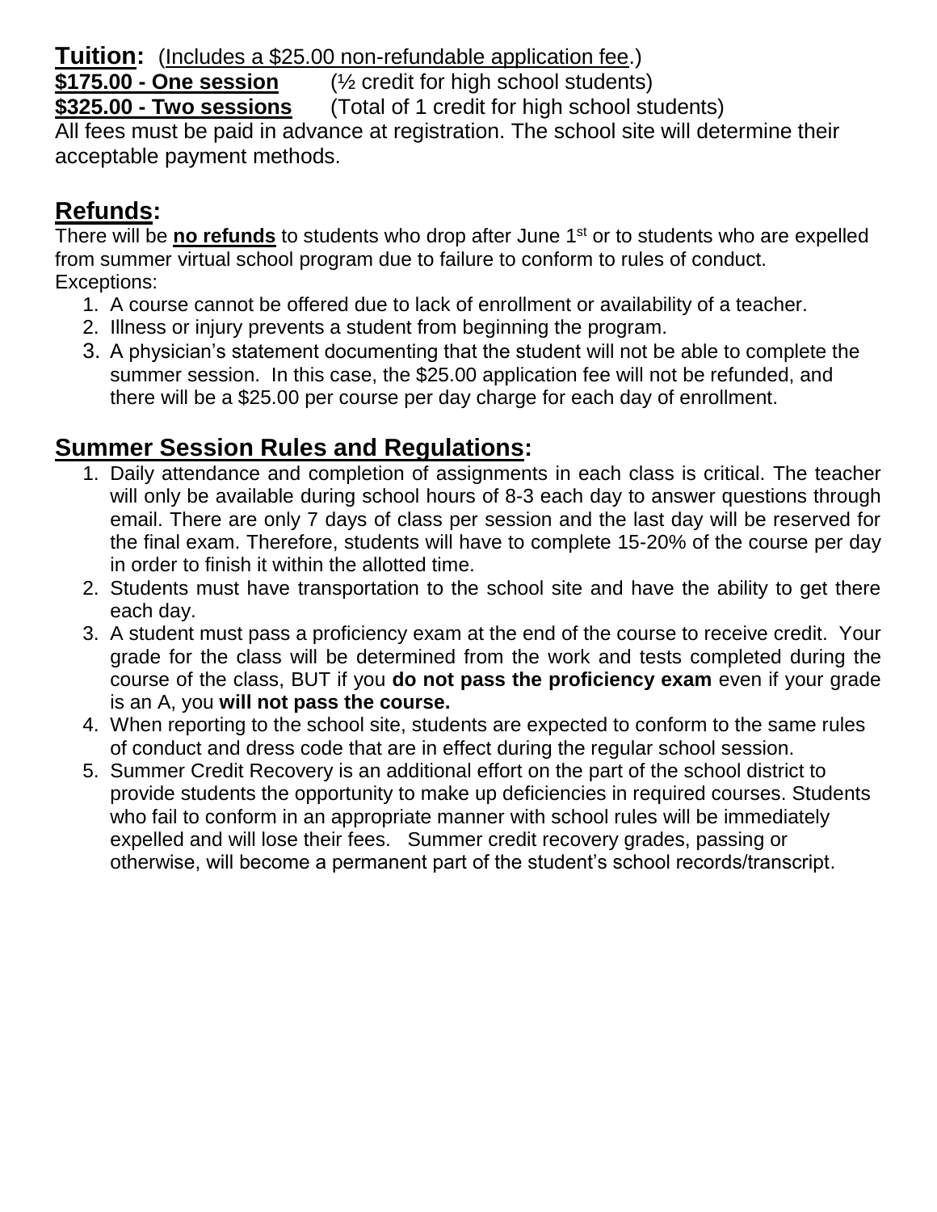**Tuition:** (Includes a $25.00 non-refundable application fee.)

**$175.00 - One session** (½ credit for high school students)

**$325.00 - Two sessions** (Total of 1 credit for high school students)

All fees must be paid in advance at registration. The school site will determine their acceptable payment methods.

## Refunds:

There will be **no refunds** to students who drop after June 1st or to students who are expelled from summer virtual school program due to failure to conform to rules of conduct.

Exceptions:

1. A course cannot be offered due to lack of enrollment or availability of a teacher.
2. Illness or injury prevents a student from beginning the program.
3. A physician's statement documenting that the student will not be able to complete the summer session. In this case, the $25.00 application fee will not be refunded, and there will be a $25.00 per course per day charge for each day of enrollment.

## Summer Session Rules and Regulations:

1. Daily attendance and completion of assignments in each class is critical. The teacher will only be available during school hours of 8-3 each day to answer questions through email. There are only 7 days of class per session and the last day will be reserved for the final exam. Therefore, students will have to complete 15-20% of the course per day in order to finish it within the allotted time.
2. Students must have transportation to the school site and have the ability to get there each day.
3. A student must pass a proficiency exam at the end of the course to receive credit. Your grade for the class will be determined from the work and tests completed during the course of the class, BUT if you **do not pass the proficiency exam** even if your grade is an A, you **will not pass the course.**
4. When reporting to the school site, students are expected to conform to the same rules of conduct and dress code that are in effect during the regular school session.
5. Summer Credit Recovery is an additional effort on the part of the school district to provide students the opportunity to make up deficiencies in required courses. Students who fail to conform in an appropriate manner with school rules will be immediately expelled and will lose their fees. Summer credit recovery grades, passing or otherwise, will become a permanent part of the student's school records/transcript.